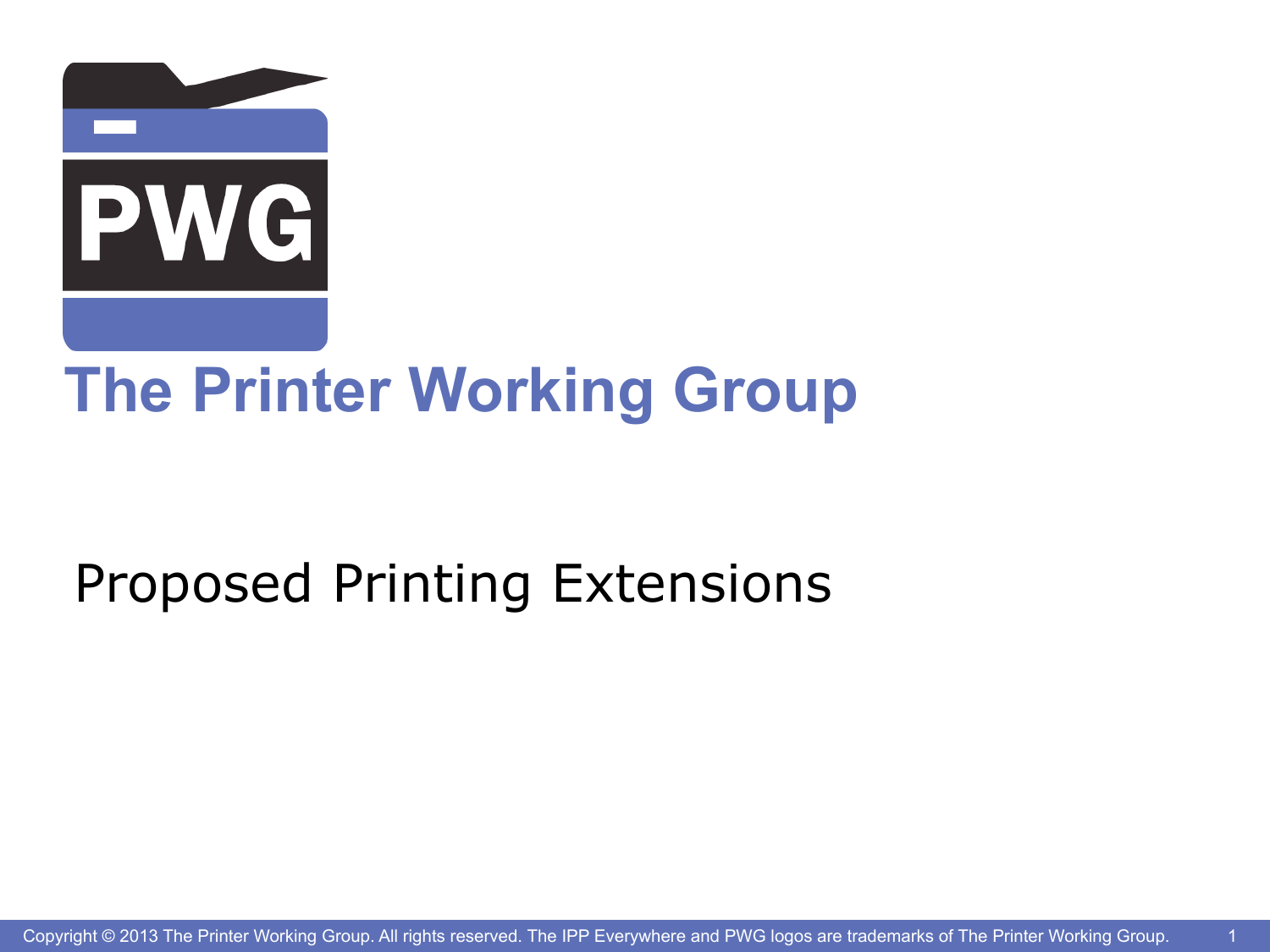# The Printer Working Group

## Proposed Printing Extensions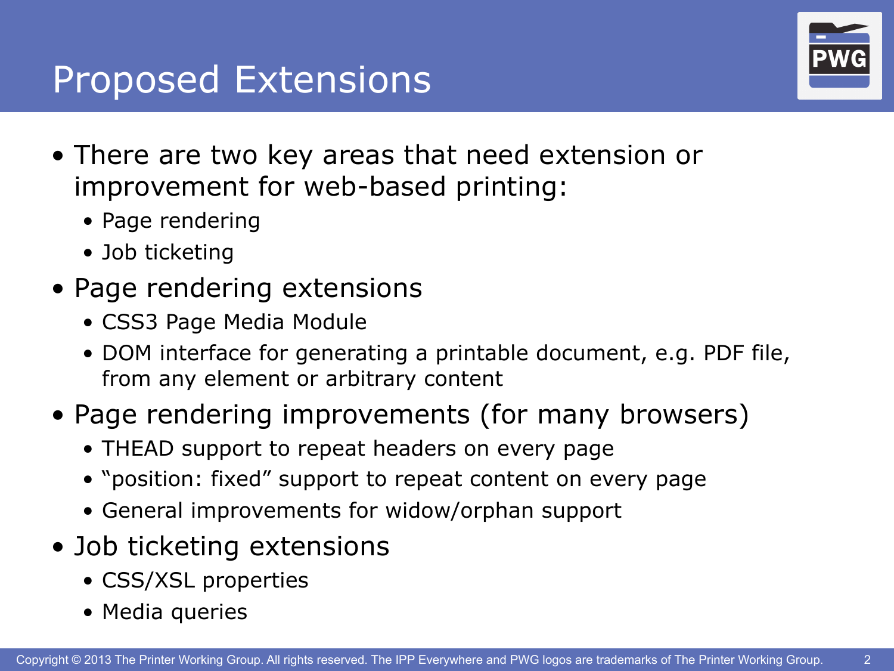# Proposed Extensions

- There are two key areas that need extension or improvement for web-based printing:
  - Page rendering
  - Job ticketing
- Page rendering extensions
  - CSS3 Page Media Module
  - DOM interface for generating a printable document, e.g. PDF file, from any element or arbitrary content
- Page rendering improvements (for many browsers)
  - THEAD support to repeat headers on every page
  - “position: fixed” support to repeat content on every page
  - General improvements for widow/orphan support
- Job ticketing extensions
  - CSS/XSL properties
  - Media queries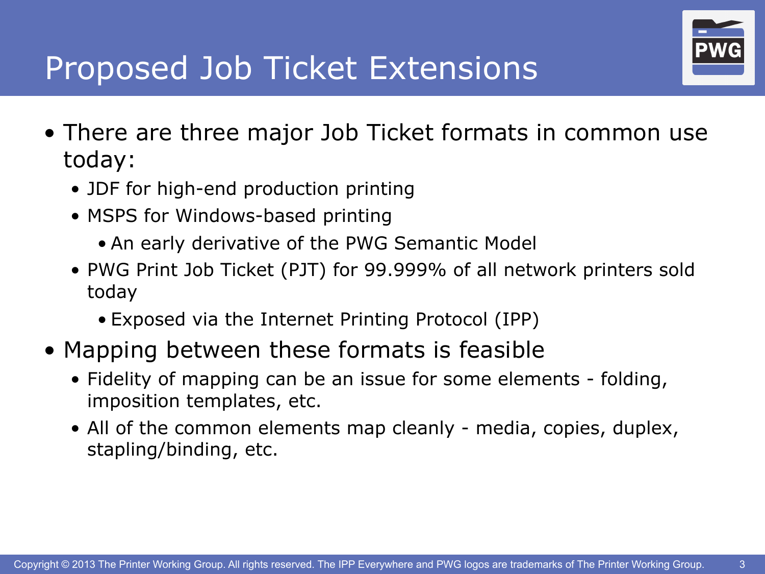# Proposed Job Ticket Extensions

- There are three major Job Ticket formats in common use today:
  - JDF for high-end production printing
  - MSPS for Windows-based printing
    - An early derivative of the PWG Semantic Model
  - PWG Print Job Ticket (PJT) for 99.999% of all network printers sold today
    - Exposed via the Internet Printing Protocol (IPP)
- Mapping between these formats is feasible
  - Fidelity of mapping can be an issue for some elements - folding, imposition templates, etc.
  - All of the common elements map cleanly - media, copies, duplex, stapling/binding, etc.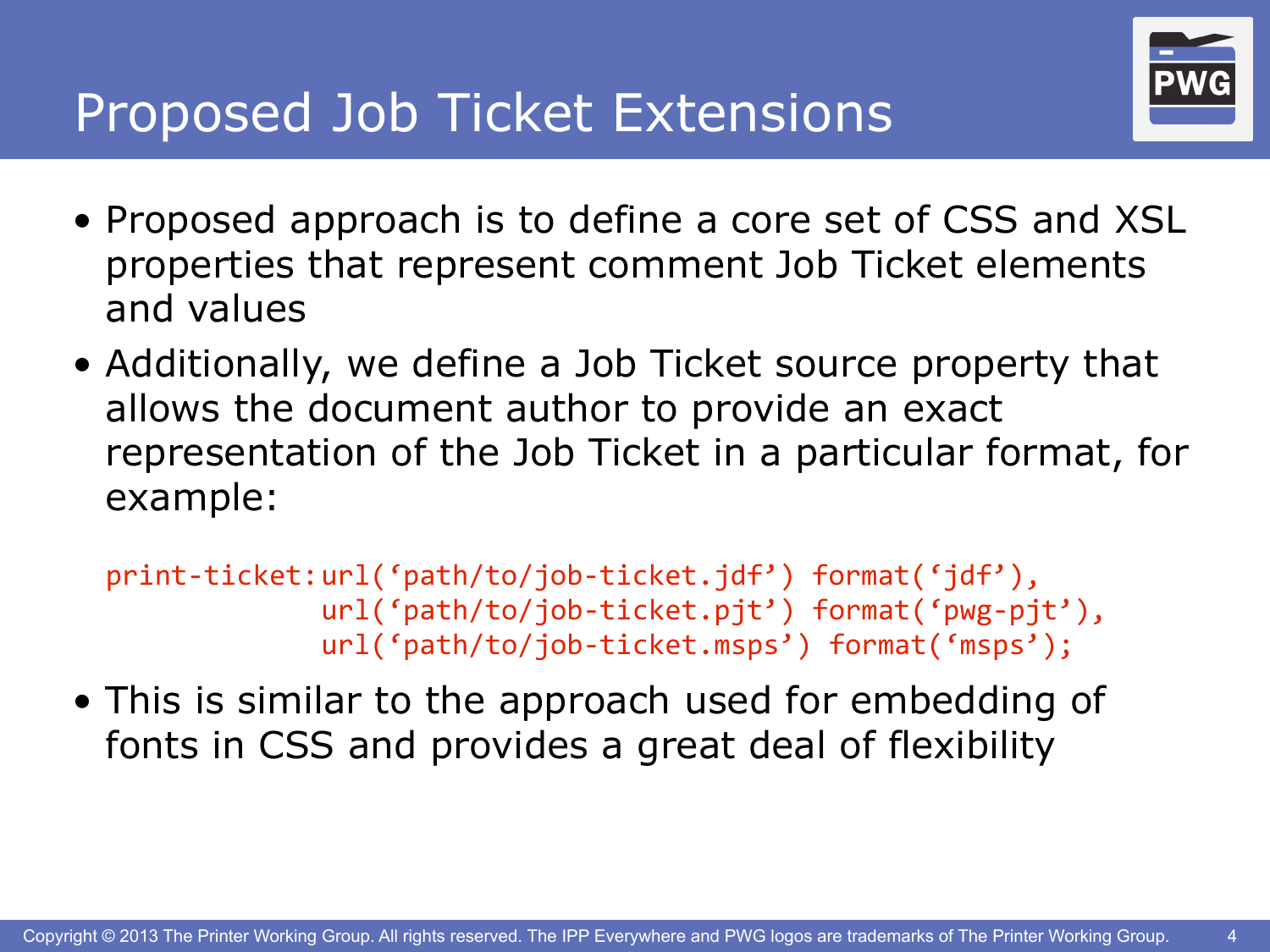# Proposed Job Ticket Extensions

- Proposed approach is to define a core set of CSS and XSL properties that represent comment Job Ticket elements and values
- Additionally, we define a Job Ticket source property that allows the document author to provide an exact representation of the Job Ticket in a particular format, for example:

```
print-ticket:url('path/to/job-ticket.jdf') format('jdf'),
             url('path/to/job-ticket.pjt') format('pwg-pjt'),
             url('path/to/job-ticket.msps') format('msps');
```

- This is similar to the approach used for embedding of fonts in CSS and provides a great deal of flexibility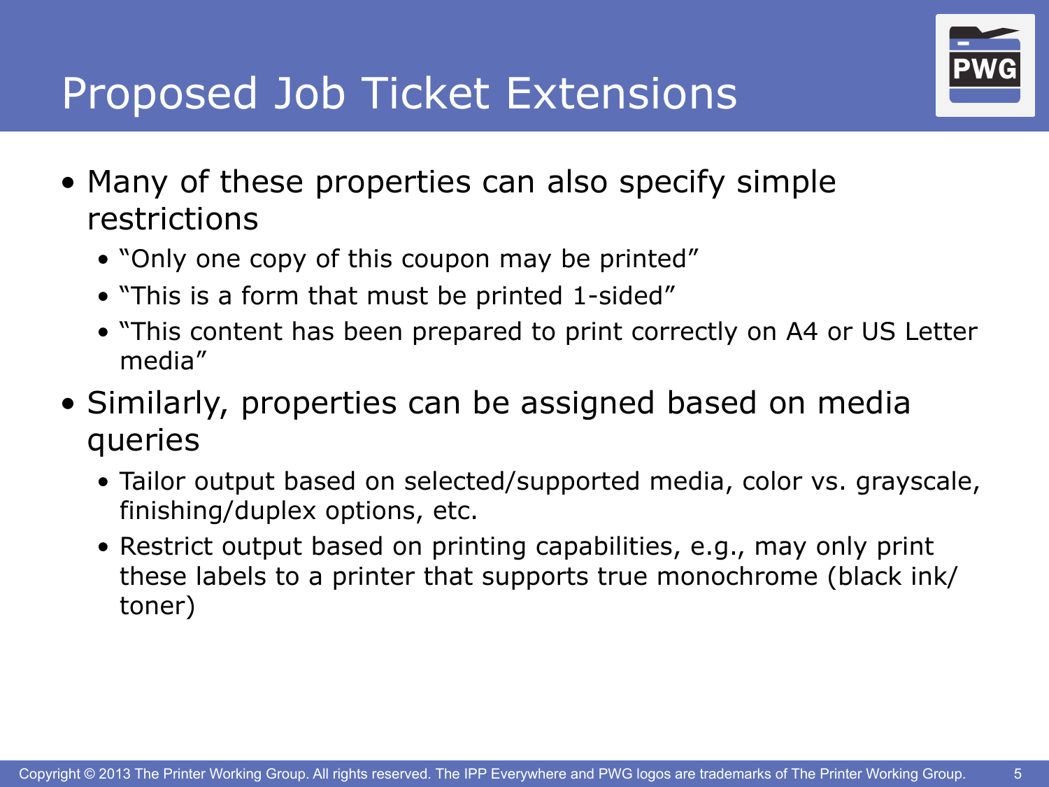# Proposed Job Ticket Extensions

- Many of these properties can also specify simple restrictions
  - "Only one copy of this coupon may be printed"
  - "This is a form that must be printed 1-sided"
  - "This content has been prepared to print correctly on A4 or US Letter media"
- Similarly, properties can be assigned based on media queries
  - Tailor output based on selected/supported media, color vs. grayscale, finishing/duplex options, etc.
  - Restrict output based on printing capabilities, e.g., may only print these labels to a printer that supports true monochrome (black ink/toner)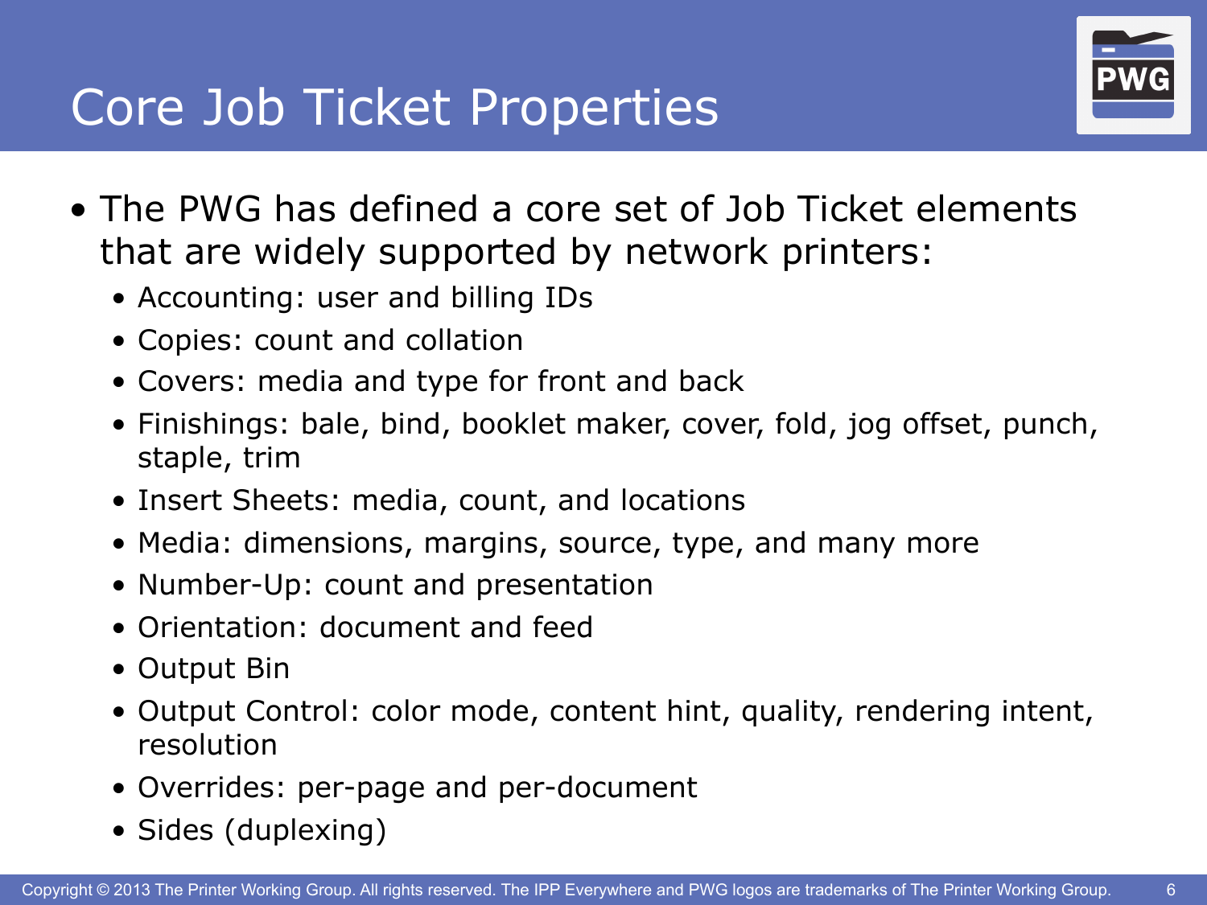# Core Job Ticket Properties

- The PWG has defined a core set of Job Ticket elements that are widely supported by network printers:
  - Accounting: user and billing IDs
  - Copies: count and collation
  - Covers: media and type for front and back
  - Finishings: bale, bind, booklet maker, cover, fold, jog offset, punch, staple, trim
  - Insert Sheets: media, count, and locations
  - Media: dimensions, margins, source, type, and many more
  - Number-Up: count and presentation
  - Orientation: document and feed
  - Output Bin
  - Output Control: color mode, content hint, quality, rendering intent, resolution
  - Overrides: per-page and per-document
  - Sides (duplexing)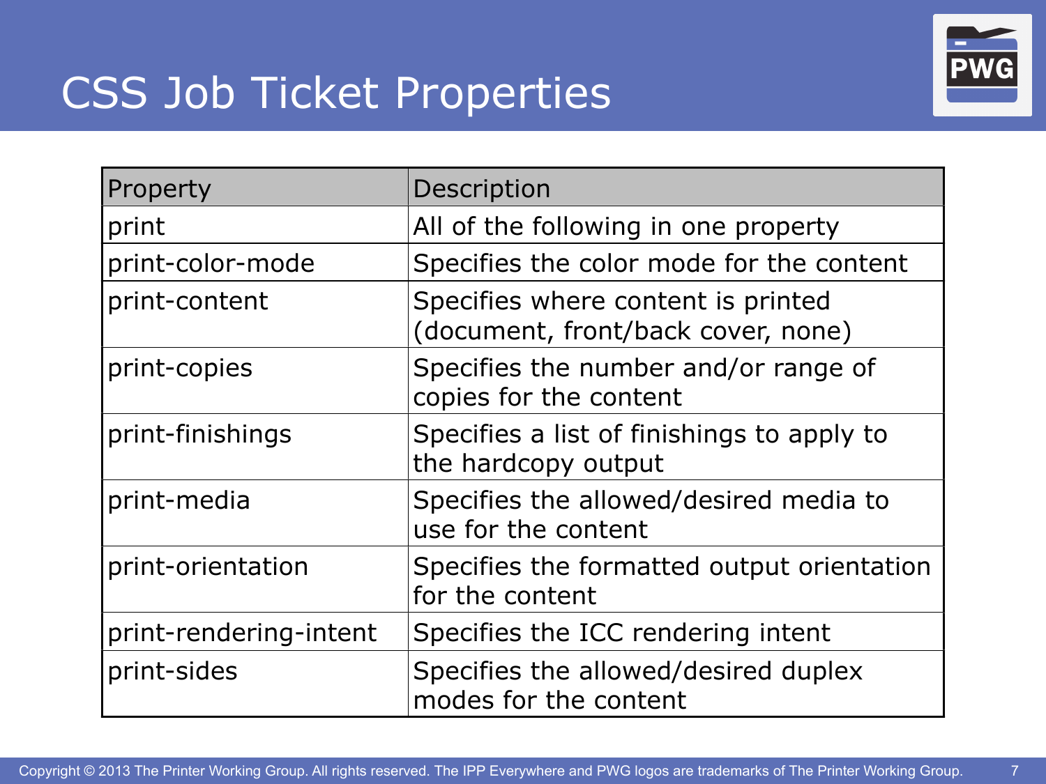# CSS Job Ticket Properties

| Property | Description |
|---|---|
| print | All of the following in one property |
| print-color-mode | Specifies the color mode for the content |
| print-content | Specifies where content is printed (document, front/back cover, none) |
| print-copies | Specifies the number and/or range of copies for the content |
| print-finishings | Specifies a list of finishings to apply to the hardcopy output |
| print-media | Specifies the allowed/desired media to use for the content |
| print-orientation | Specifies the formatted output orientation for the content |
| print-rendering-intent | Specifies the ICC rendering intent |
| print-sides | Specifies the allowed/desired duplex modes for the content |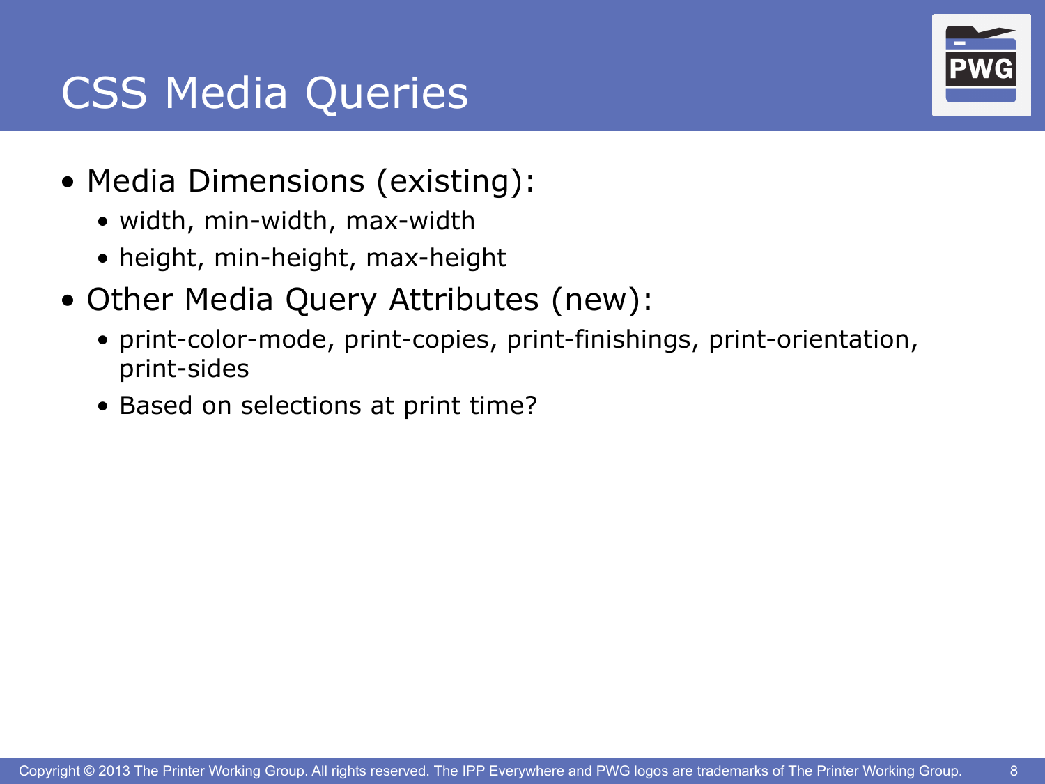# CSS Media Queries

- Media Dimensions (existing):
  - width, min-width, max-width
  - height, min-height, max-height
- Other Media Query Attributes (new):
  - print-color-mode, print-copies, print-finishings, print-orientation, print-sides
  - Based on selections at print time?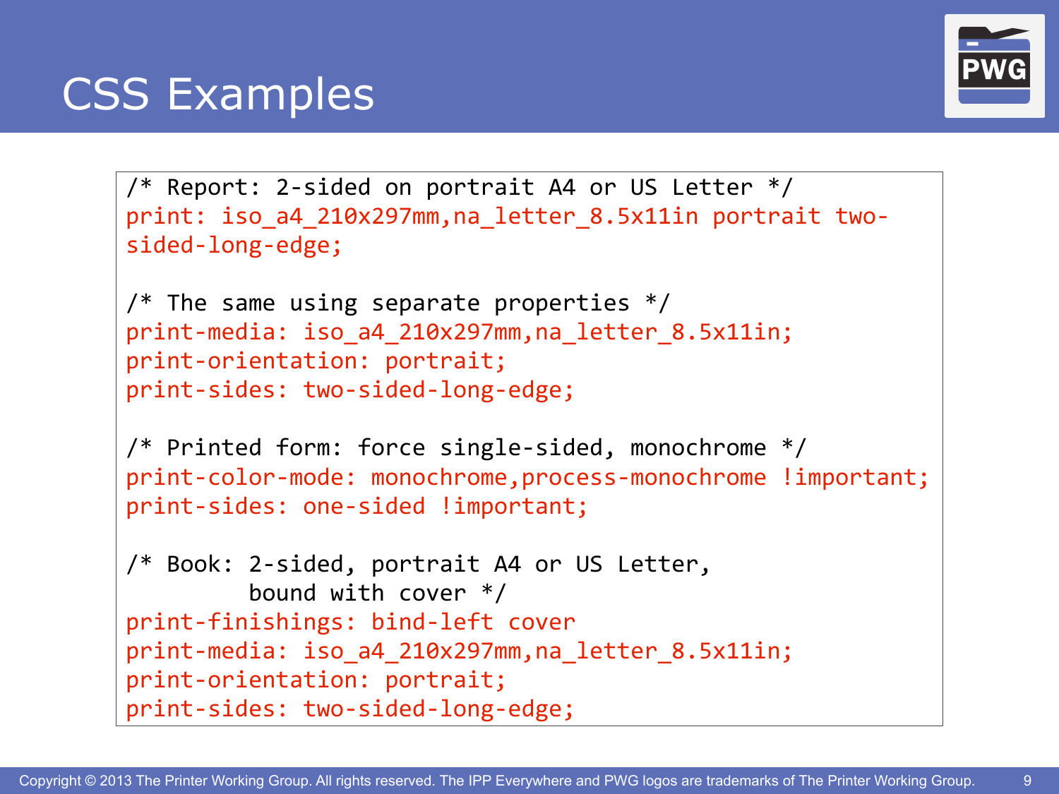# CSS Examples

```
/* Report: 2-sided on portrait A4 or US Letter */
print: iso_a4_210x297mm,na_letter_8.5x11in portrait two-
sided-long-edge;

/* The same using separate properties */
print-media: iso_a4_210x297mm,na_letter_8.5x11in;
print-orientation: portrait;
print-sides: two-sided-long-edge;

/* Printed form: force single-sided, monochrome */
print-color-mode: monochrome,process-monochrome !important;
print-sides: one-sided !important;

/* Book: 2-sided, portrait A4 or US Letter,
         bound with cover */
print-finishings: bind-left cover
print-media: iso_a4_210x297mm,na_letter_8.5x11in;
print-orientation: portrait;
print-sides: two-sided-long-edge;
```

Copyright © 2013 The Printer Working Group. All rights reserved. The IPP Everywhere and PWG logos are trademarks of The Printer Working Group.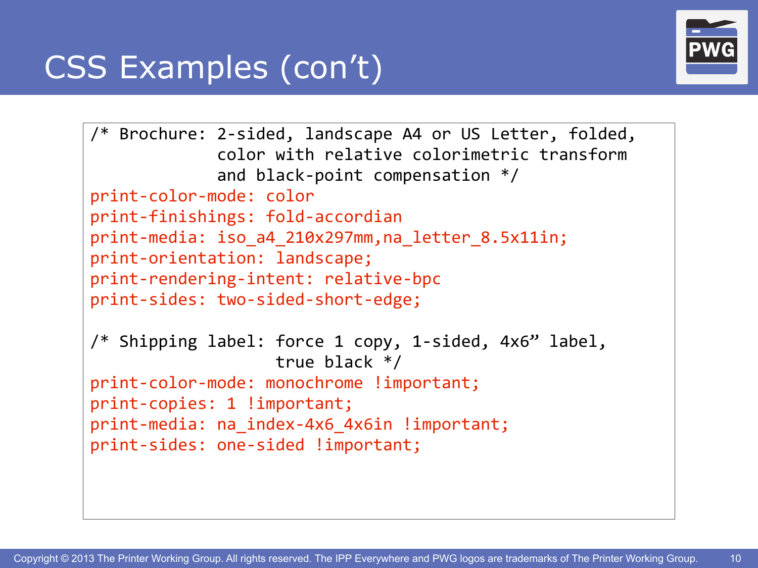# CSS Examples (con't)

```
/* Brochure: 2-sided, landscape A4 or US Letter, folded,
             color with relative colorimetric transform
             and black-point compensation */
print-color-mode: color
print-finishings: fold-accordian
print-media: iso_a4_210x297mm,na_letter_8.5x11in;
print-orientation: landscape;
print-rendering-intent: relative-bpc
print-sides: two-sided-short-edge;

/* Shipping label: force 1 copy, 1-sided, 4x6" label,
                   true black */
print-color-mode: monochrome !important;
print-copies: 1 !important;
print-media: na_index-4x6_4x6in !important;
print-sides: one-sided !important;
```

Copyright © 2013 The Printer Working Group. All rights reserved. The IPP Everywhere and PWG logos are trademarks of The Printer Working Group.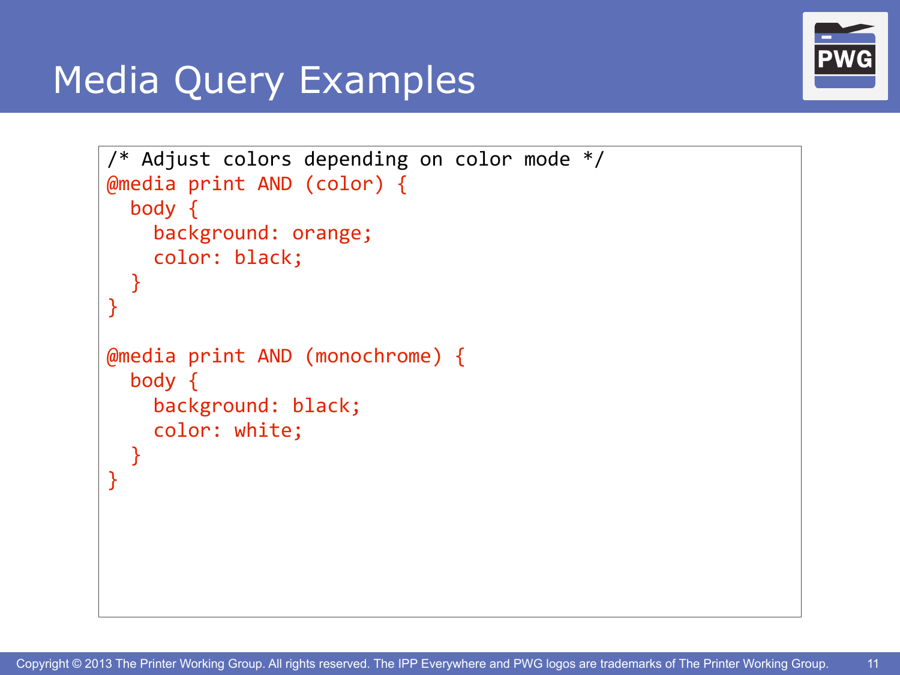# Media Query Examples

```
/* Adjust colors depending on color mode */
@media print AND (color) {
  body {
    background: orange;
    color: black;
  }
}

@media print AND (monochrome) {
  body {
    background: black;
    color: white;
  }
}
```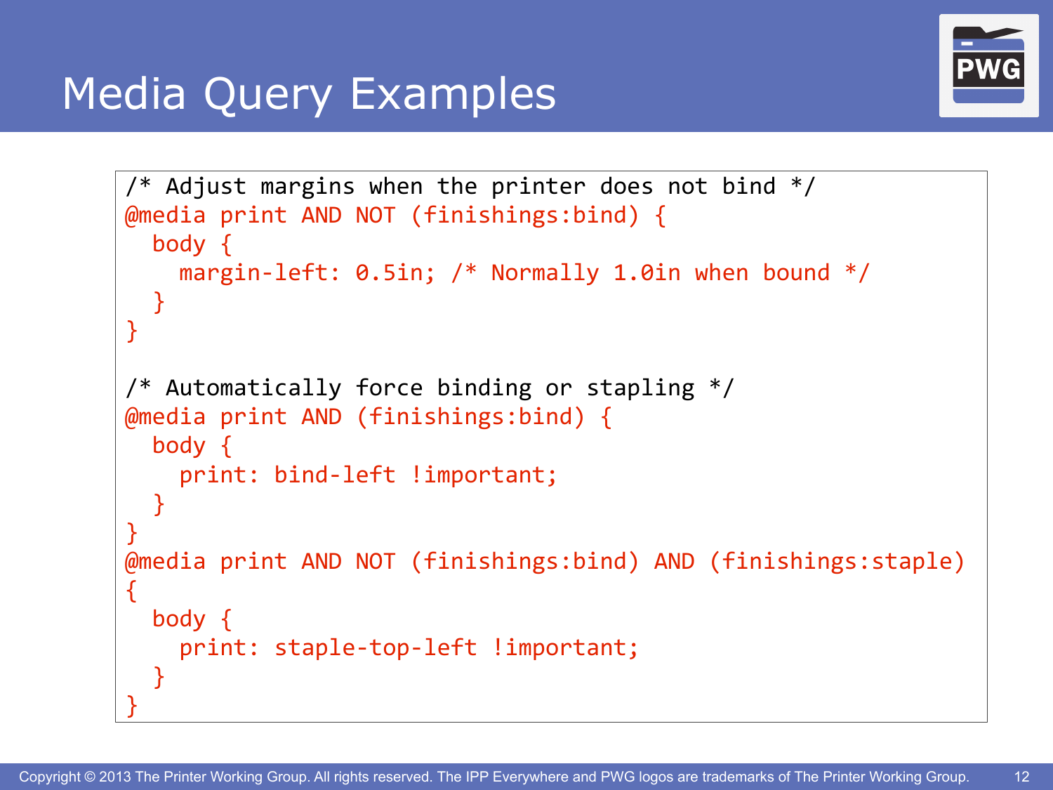# Media Query Examples

```
/* Adjust margins when the printer does not bind */
@media print AND NOT (finishings:bind) {
  body {
    margin-left: 0.5in; /* Normally 1.0in when bound */
  }
}

/* Automatically force binding or stapling */
@media print AND (finishings:bind) {
  body {
    print: bind-left !important;
  }
}
@media print AND NOT (finishings:bind) AND (finishings:staple)
{
  body {
    print: staple-top-left !important;
  }
}
```

Copyright © 2013 The Printer Working Group. All rights reserved. The IPP Everywhere and PWG logos are trademarks of The Printer Working Group.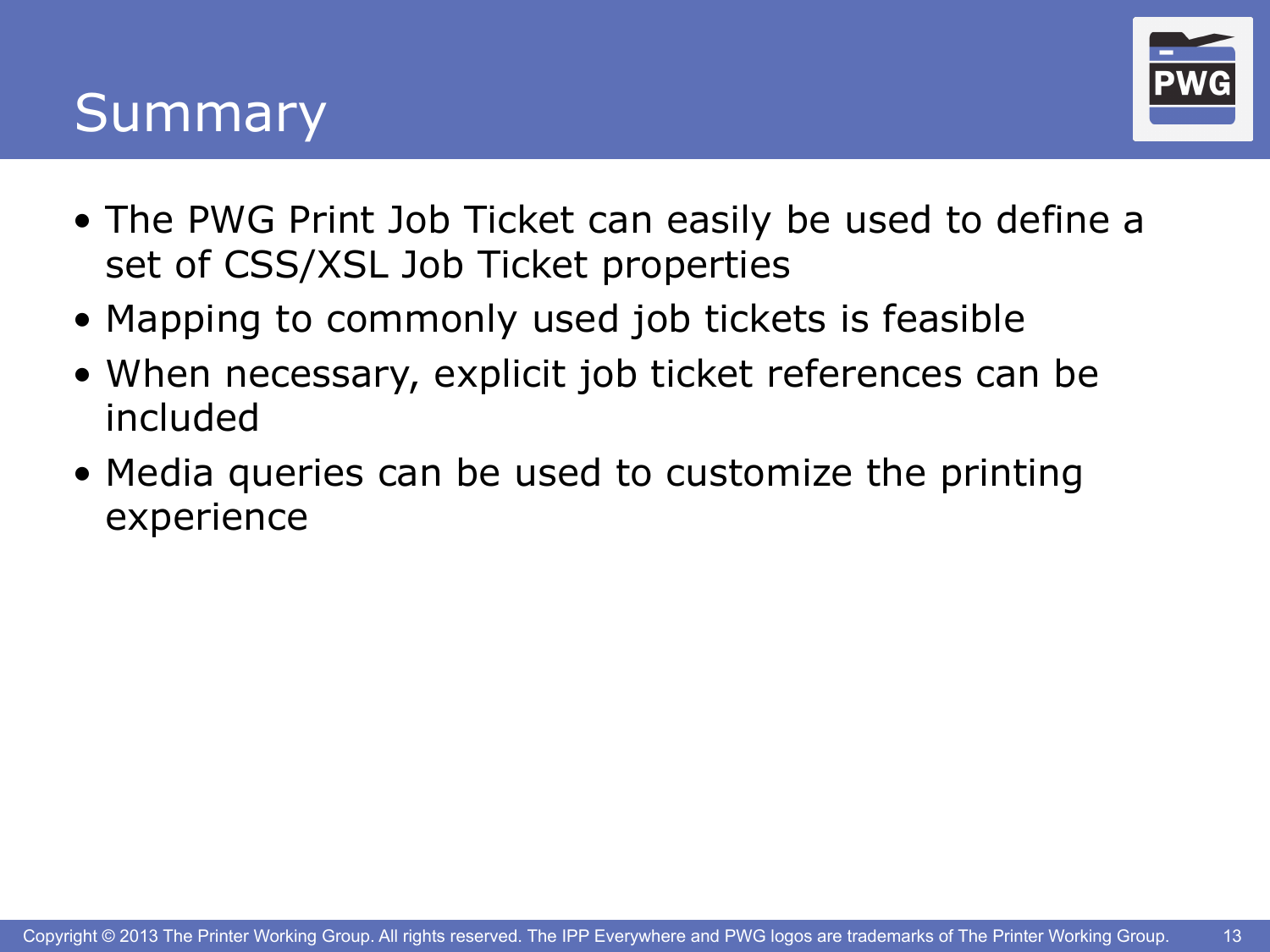# Summary

- The PWG Print Job Ticket can easily be used to define a set of CSS/XSL Job Ticket properties
- Mapping to commonly used job tickets is feasible
- When necessary, explicit job ticket references can be included
- Media queries can be used to customize the printing experience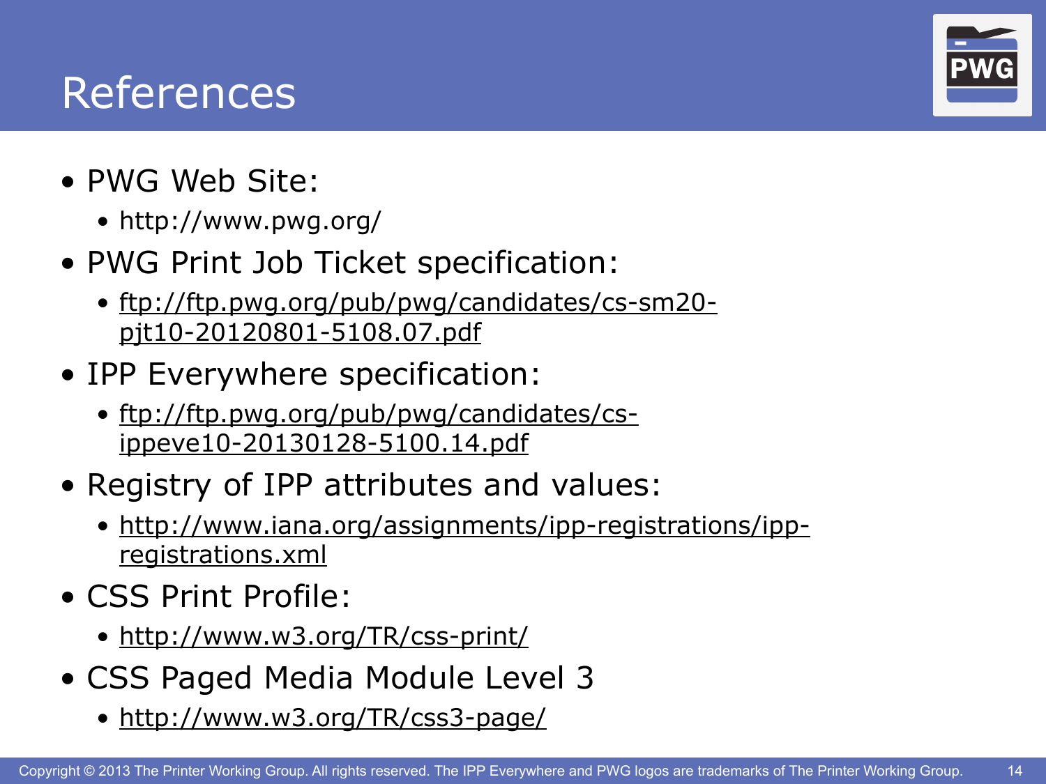# References

- PWG Web Site:
  - http://www.pwg.org/
- PWG Print Job Ticket specification:
  - ftp://ftp.pwg.org/pub/pwg/candidates/cs-sm20-pjt10-20120801-5108.07.pdf
- IPP Everywhere specification:
  - ftp://ftp.pwg.org/pub/pwg/candidates/cs-ippeve10-20130128-5100.14.pdf
- Registry of IPP attributes and values:
  - http://www.iana.org/assignments/ipp-registrations/ipp-registrations.xml
- CSS Print Profile:
  - http://www.w3.org/TR/css-print/
- CSS Paged Media Module Level 3
  - http://www.w3.org/TR/css3-page/